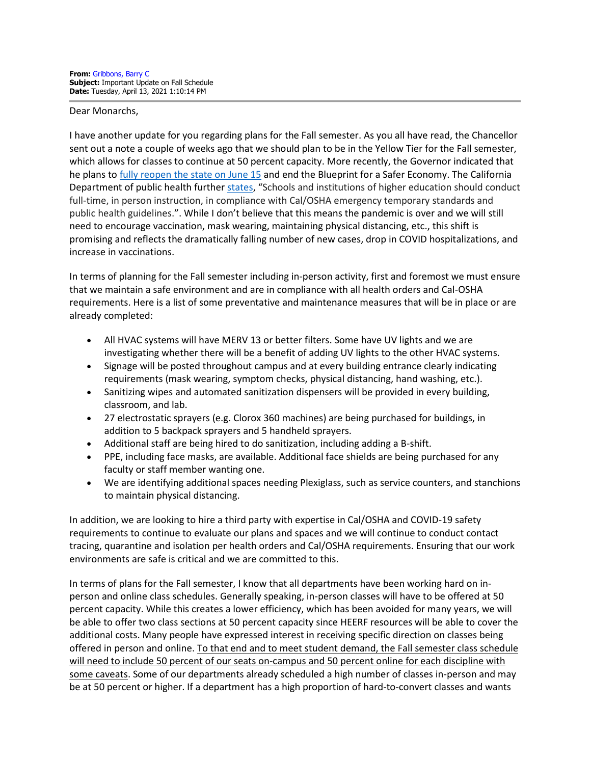**From:** Gribbons, Barry C
**Subject:** Important Update on Fall Schedule
**Date:** Tuesday, April 13, 2021 1:10:14 PM

Dear Monarchs,

I have another update for you regarding plans for the Fall semester. As you all have read, the Chancellor sent out a note a couple of weeks ago that we should plan to be in the Yellow Tier for the Fall semester, which allows for classes to continue at 50 percent capacity. More recently, the Governor indicated that he plans to fully reopen the state on June 15 and end the Blueprint for a Safer Economy. The California Department of public health further states, "Schools and institutions of higher education should conduct full-time, in person instruction, in compliance with Cal/OSHA emergency temporary standards and public health guidelines.". While I don't believe that this means the pandemic is over and we will still need to encourage vaccination, mask wearing, maintaining physical distancing, etc., this shift is promising and reflects the dramatically falling number of new cases, drop in COVID hospitalizations, and increase in vaccinations.

In terms of planning for the Fall semester including in-person activity, first and foremost we must ensure that we maintain a safe environment and are in compliance with all health orders and Cal-OSHA requirements. Here is a list of some preventative and maintenance measures that will be in place or are already completed:

- All HVAC systems will have MERV 13 or better filters. Some have UV lights and we are investigating whether there will be a benefit of adding UV lights to the other HVAC systems.
- Signage will be posted throughout campus and at every building entrance clearly indicating requirements (mask wearing, symptom checks, physical distancing, hand washing, etc.).
- Sanitizing wipes and automated sanitization dispensers will be provided in every building, classroom, and lab.
- 27 electrostatic sprayers (e.g. Clorox 360 machines) are being purchased for buildings, in addition to 5 backpack sprayers and 5 handheld sprayers.
- Additional staff are being hired to do sanitization, including adding a B-shift.
- PPE, including face masks, are available. Additional face shields are being purchased for any faculty or staff member wanting one.
- We are identifying additional spaces needing Plexiglass, such as service counters, and stanchions to maintain physical distancing.

In addition, we are looking to hire a third party with expertise in Cal/OSHA and COVID-19 safety requirements to continue to evaluate our plans and spaces and we will continue to conduct contact tracing, quarantine and isolation per health orders and Cal/OSHA requirements. Ensuring that our work environments are safe is critical and we are committed to this.

In terms of plans for the Fall semester, I know that all departments have been working hard on in-person and online class schedules. Generally speaking, in-person classes will have to be offered at 50 percent capacity. While this creates a lower efficiency, which has been avoided for many years, we will be able to offer two class sections at 50 percent capacity since HEERF resources will be able to cover the additional costs. Many people have expressed interest in receiving specific direction on classes being offered in person and online. To that end and to meet student demand, the Fall semester class schedule will need to include 50 percent of our seats on-campus and 50 percent online for each discipline with some caveats. Some of our departments already scheduled a high number of classes in-person and may be at 50 percent or higher. If a department has a high proportion of hard-to-convert classes and wants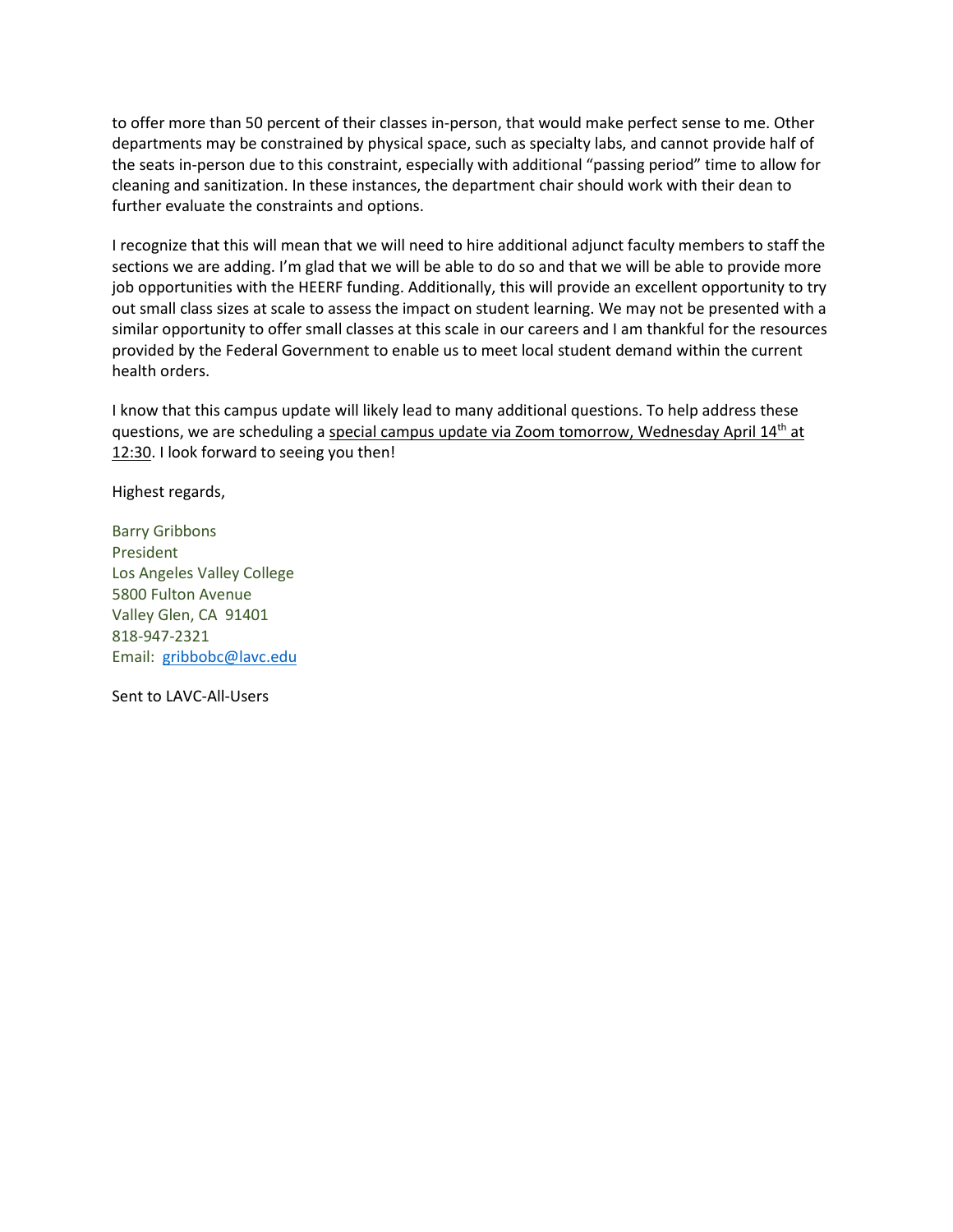to offer more than 50 percent of their classes in-person, that would make perfect sense to me. Other departments may be constrained by physical space, such as specialty labs, and cannot provide half of the seats in-person due to this constraint, especially with additional "passing period" time to allow for cleaning and sanitization. In these instances, the department chair should work with their dean to further evaluate the constraints and options.

I recognize that this will mean that we will need to hire additional adjunct faculty members to staff the sections we are adding. I'm glad that we will be able to do so and that we will be able to provide more job opportunities with the HEERF funding. Additionally, this will provide an excellent opportunity to try out small class sizes at scale to assess the impact on student learning. We may not be presented with a similar opportunity to offer small classes at this scale in our careers and I am thankful for the resources provided by the Federal Government to enable us to meet local student demand within the current health orders.

I know that this campus update will likely lead to many additional questions. To help address these questions, we are scheduling a special campus update via Zoom tomorrow, Wednesday April 14th at 12:30. I look forward to seeing you then!

Highest regards,

Barry Gribbons  
President  
Los Angeles Valley College  
5800 Fulton Avenue  
Valley Glen, CA 91401  
818-947-2321  
Email: gribbobc@lavc.edu

Sent to LAVC-All-Users